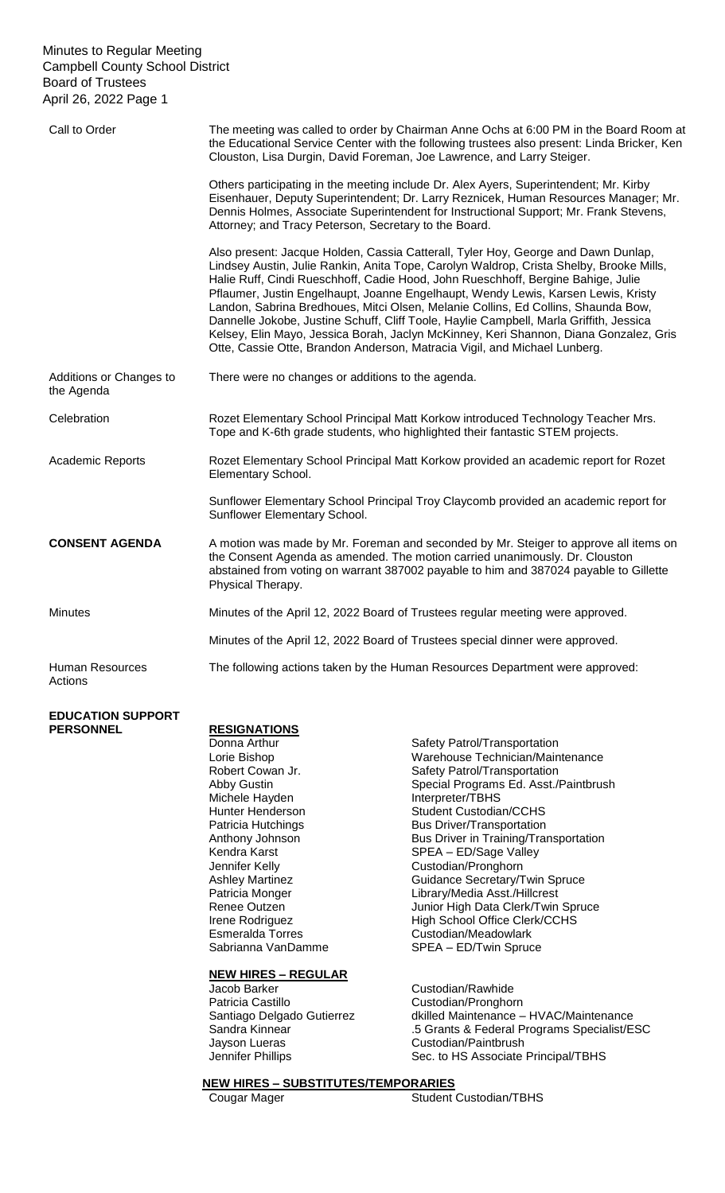Minutes to Regular Meeting
Campbell County School District
Board of Trustees
April 26, 2022

**Call to Order**

The meeting was called to order by Chairman Anne Ochs at 6:00 PM in the Board Room at the Educational Service Center with the following trustees also present: Linda Bricker, Ken Clouston, Lisa Durgin, David Foreman, Joe Lawrence, and Larry Steiger.

Others participating in the meeting include Dr. Alex Ayers, Superintendent; Mr. Kirby Eisenhauer, Deputy Superintendent; Dr. Larry Reznicek, Human Resources Manager; Mr. Dennis Holmes, Associate Superintendent for Instructional Support; Mr. Frank Stevens, Attorney; and Tracy Peterson, Secretary to the Board.

Also present: Jacque Holden, Cassia Catterall, Tyler Hoy, George and Dawn Dunlap, Lindsey Austin, Julie Rankin, Anita Tope, Carolyn Waldrop, Crista Shelby, Brooke Mills, Halie Ruff, Cindi Rueschhoff, Cadie Hood, John Rueschhoff, Bergine Bahige, Julie Pflaumer, Justin Engelhaupt, Joanne Engelhaupt, Wendy Lewis, Karsen Lewis, Kristy Landon, Sabrina Bredhoues, Mitci Olsen, Melanie Collins, Ed Collins, Shaunda Bow, Dannelle Jokobe, Justine Schuff, Cliff Toole, Haylie Campbell, Marla Griffith, Jessica Kelsey, Elin Mayo, Jessica Borah, Jaclyn McKinney, Keri Shannon, Diana Gonzalez, Gris Otte, Cassie Otte, Brandon Anderson, Matracia Vigil, and Michael Lunberg.

**Additions or Changes to the Agenda**

There were no changes or additions to the agenda.

**Celebration**

Rozet Elementary School Principal Matt Korkow introduced Technology Teacher Mrs. Tope and K-6th grade students, who highlighted their fantastic STEM projects.

**Academic Reports**

Rozet Elementary School Principal Matt Korkow provided an academic report for Rozet Elementary School.

Sunflower Elementary School Principal Troy Claycomb provided an academic report for Sunflower Elementary School.

**CONSENT AGENDA**

A motion was made by Mr. Foreman and seconded by Mr. Steiger to approve all items on the Consent Agenda as amended. The motion carried unanimously. Dr. Clouston abstained from voting on warrant 387002 payable to him and 387024 payable to Gillette Physical Therapy.

**Minutes**

Minutes of the April 12, 2022 Board of Trustees regular meeting were approved.

Minutes of the April 12, 2022 Board of Trustees special dinner were approved.

**Human Resources Actions**

The following actions taken by the Human Resources Department were approved:

**EDUCATION SUPPORT PERSONNEL**

**RESIGNATIONS**

| Name | Position |
|---|---|
| Donna Arthur | Safety Patrol/Transportation |
| Lorie Bishop | Warehouse Technician/Maintenance |
| Robert Cowan Jr. | Safety Patrol/Transportation |
| Abby Gustin | Special Programs Ed. Asst./Paintbrush |
| Michele Hayden | Interpreter/TBHS |
| Hunter Henderson | Student Custodian/CCHS |
| Patricia Hutchings | Bus Driver/Transportation |
| Anthony Johnson | Bus Driver in Training/Transportation |
| Kendra Karst | SPEA – ED/Sage Valley |
| Jennifer Kelly | Custodian/Pronghorn |
| Ashley Martinez | Guidance Secretary/Twin Spruce |
| Patricia Monger | Library/Media Asst./Hillcrest |
| Renee Outzen | Junior High Data Clerk/Twin Spruce |
| Irene Rodriguez | High School Office Clerk/CCHS |
| Esmeralda Torres | Custodian/Meadowlark |
| Sabrianna VanDamme | SPEA – ED/Twin Spruce |

**NEW HIRES – REGULAR**

| Name | Position |
|---|---|
| Jacob Barker | Custodian/Rawhide |
| Patricia Castillo | Custodian/Pronghorn |
| Santiago Delgado Gutierrez | dkilled Maintenance – HVAC/Maintenance |
| Sandra Kinnear | .5 Grants & Federal Programs Specialist/ESC |
| Jayson Lueras | Custodian/Paintbrush |
| Jennifer Phillips | Sec. to HS Associate Principal/TBHS |

**NEW HIRES – SUBSTITUTES/TEMPORARIES**

| Name | Position |
|---|---|
| Cougar Mager | Student Custodian/TBHS |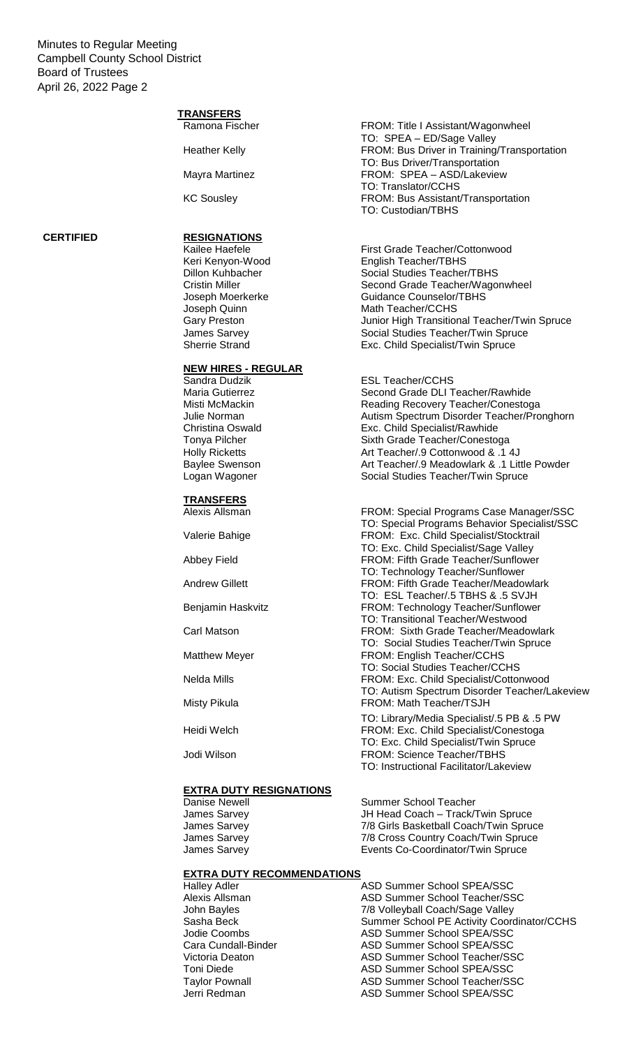### TRANSFERS

| | |
|---|---|
| Ramona Fischer | FROM: Title I Assistant/Wagonwheel<br>TO: SPEA – ED/Sage Valley |
| Heather Kelly | FROM: Bus Driver in Training/Transportation<br>TO: Bus Driver/Transportation |
| Mayra Martinez | FROM: SPEA – ASD/Lakeview<br>TO: Translator/CCHS |
| KC Sousley | FROM: Bus Assistant/Transportation<br>TO: Custodian/TBHS |

## CERTIFIED

### RESIGNATIONS

| | |
|---|---|
| Kailee Haefele | First Grade Teacher/Cottonwood |
| Keri Kenyon-Wood | English Teacher/TBHS |
| Dillon Kuhbacher | Social Studies Teacher/TBHS |
| Cristin Miller | Second Grade Teacher/Wagonwheel |
| Joseph Moerkerke | Guidance Counselor/TBHS |
| Joseph Quinn | Math Teacher/CCHS |
| Gary Preston | Junior High Transitional Teacher/Twin Spruce |
| James Sarvey | Social Studies Teacher/Twin Spruce |
| Sherrie Strand | Exc. Child Specialist/Twin Spruce |

### NEW HIRES - REGULAR

| | |
|---|---|
| Sandra Dudzik | ESL Teacher/CCHS |
| Maria Gutierrez | Second Grade DLI Teacher/Rawhide |
| Misti McMackin | Reading Recovery Teacher/Conestoga |
| Julie Norman | Autism Spectrum Disorder Teacher/Pronghorn |
| Christina Oswald | Exc. Child Specialist/Rawhide |
| Tonya Pilcher | Sixth Grade Teacher/Conestoga |
| Holly Ricketts | Art Teacher/.9 Cottonwood & .1 4J |
| Baylee Swenson | Art Teacher/.9 Meadowlark & .1 Little Powder |
| Logan Wagoner | Social Studies Teacher/Twin Spruce |

### TRANSFERS

| | |
|---|---|
| Alexis Allsman | FROM: Special Programs Case Manager/SSC<br>TO: Special Programs Behavior Specialist/SSC |
| Valerie Bahige | FROM: Exc. Child Specialist/Stocktrail<br>TO: Exc. Child Specialist/Sage Valley |
| Abbey Field | FROM: Fifth Grade Teacher/Sunflower<br>TO: Technology Teacher/Sunflower |
| Andrew Gillett | FROM: Fifth Grade Teacher/Meadowlark<br>TO: ESL Teacher/.5 TBHS & .5 SVJH |
| Benjamin Haskvitz | FROM: Technology Teacher/Sunflower<br>TO: Transitional Teacher/Westwood |
| Carl Matson | FROM: Sixth Grade Teacher/Meadowlark<br>TO: Social Studies Teacher/Twin Spruce |
| Matthew Meyer | FROM: English Teacher/CCHS<br>TO: Social Studies Teacher/CCHS |
| Nelda Mills | FROM: Exc. Child Specialist/Cottonwood<br>TO: Autism Spectrum Disorder Teacher/Lakeview |
| Misty Pikula | FROM: Math Teacher/TSJH<br>TO: Library/Media Specialist/.5 PB & .5 PW |
| Heidi Welch | FROM: Exc. Child Specialist/Conestoga<br>TO: Exc. Child Specialist/Twin Spruce |
| Jodi Wilson | FROM: Science Teacher/TBHS<br>TO: Instructional Facilitator/Lakeview |

### EXTRA DUTY RESIGNATIONS

| | |
|---|---|
| Danise Newell | Summer School Teacher |
| James Sarvey | JH Head Coach – Track/Twin Spruce |
| James Sarvey | 7/8 Girls Basketball Coach/Twin Spruce |
| James Sarvey | 7/8 Cross Country Coach/Twin Spruce |
| James Sarvey | Events Co-Coordinator/Twin Spruce |

### EXTRA DUTY RECOMMENDATIONS

| | |
|---|---|
| Halley Adler | ASD Summer School SPEA/SSC |
| Alexis Allsman | ASD Summer School Teacher/SSC |
| John Bayles | 7/8 Volleyball Coach/Sage Valley |
| Sasha Beck | Summer School PE Activity Coordinator/CCHS |
| Jodie Coombs | ASD Summer School SPEA/SSC |
| Cara Cundall-Binder | ASD Summer School SPEA/SSC |
| Victoria Deaton | ASD Summer School Teacher/SSC |
| Toni Diede | ASD Summer School SPEA/SSC |
| Taylor Pownall | ASD Summer School Teacher/SSC |
| Jerri Redman | ASD Summer School SPEA/SSC |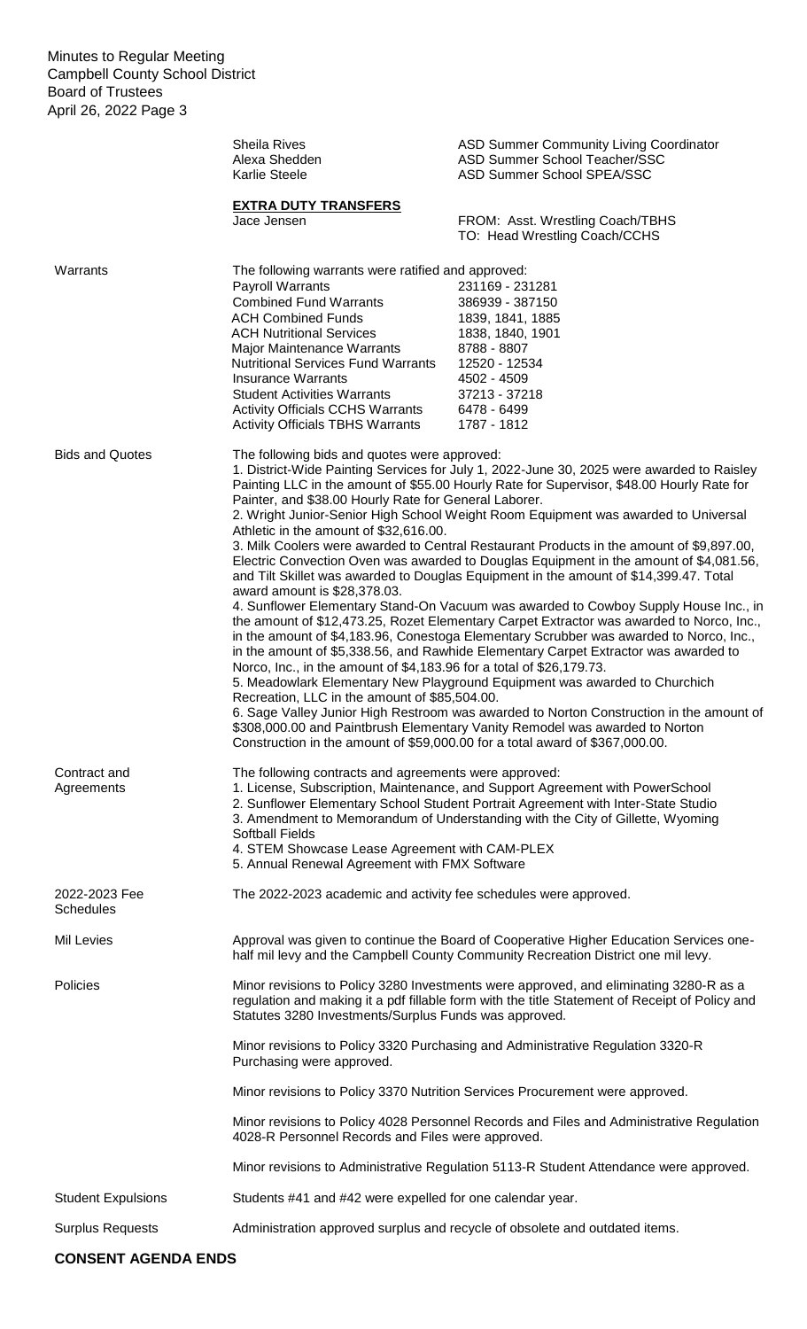| | | |
|---|---|---|
| | Sheila Rives | ASD Summer Community Living Coordinator |
| | Alexa Shedden | ASD Summer School Teacher/SSC |
| | Karlie Steele | ASD Summer School SPEA/SSC |

**EXTRA DUTY TRANSFERS**

| | |
|---|---|
| Jace Jensen | FROM: Asst. Wrestling Coach/TBHS<br>TO: Head Wrestling Coach/CCHS |

**Warrants**

The following warrants were ratified and approved:

| | |
|---|---|
| Payroll Warrants | 231169 - 231281 |
| Combined Fund Warrants | 386939 - 387150 |
| ACH Combined Funds | 1839, 1841, 1885 |
| ACH Nutritional Services | 1838, 1840, 1901 |
| Major Maintenance Warrants | 8788 - 8807 |
| Nutritional Services Fund Warrants | 12520 - 12534 |
| Insurance Warrants | 4502 - 4509 |
| Student Activities Warrants | 37213 - 37218 |
| Activity Officials CCHS Warrants | 6478 - 6499 |
| Activity Officials TBHS Warrants | 1787 - 1812 |

**Bids and Quotes**

The following bids and quotes were approved:

1. District-Wide Painting Services for July 1, 2022-June 30, 2025 were awarded to Raisley Painting LLC in the amount of $55.00 Hourly Rate for Supervisor, $48.00 Hourly Rate for Painter, and $38.00 Hourly Rate for General Laborer.
2. Wright Junior-Senior High School Weight Room Equipment was awarded to Universal Athletic in the amount of $32,616.00.
3. Milk Coolers were awarded to Central Restaurant Products in the amount of $9,897.00, Electric Convection Oven was awarded to Douglas Equipment in the amount of $4,081.56, and Tilt Skillet was awarded to Douglas Equipment in the amount of $14,399.47. Total award amount is $28,378.03.
4. Sunflower Elementary Stand-On Vacuum was awarded to Cowboy Supply House Inc., in the amount of $12,473.25, Rozet Elementary Carpet Extractor was awarded to Norco, Inc., in the amount of $4,183.96, Conestoga Elementary Scrubber was awarded to Norco, Inc., in the amount of $5,338.56, and Rawhide Elementary Carpet Extractor was awarded to Norco, Inc., in the amount of $4,183.96 for a total of $26,179.73.
5. Meadowlark Elementary New Playground Equipment was awarded to Churchich Recreation, LLC in the amount of $85,504.00.
6. Sage Valley Junior High Restroom was awarded to Norton Construction in the amount of $308,000.00 and Paintbrush Elementary Vanity Remodel was awarded to Norton Construction in the amount of $59,000.00 for a total award of $367,000.00.

**Contract and Agreements**

The following contracts and agreements were approved:

1. License, Subscription, Maintenance, and Support Agreement with PowerSchool
2. Sunflower Elementary School Student Portrait Agreement with Inter-State Studio
3. Amendment to Memorandum of Understanding with the City of Gillette, Wyoming Softball Fields
4. STEM Showcase Lease Agreement with CAM-PLEX
5. Annual Renewal Agreement with FMX Software

**2022-2023 Fee Schedules**

The 2022-2023 academic and activity fee schedules were approved.

**Mil Levies**

Approval was given to continue the Board of Cooperative Higher Education Services one-half mil levy and the Campbell County Community Recreation District one mil levy.

**Policies**

Minor revisions to Policy 3280 Investments were approved, and eliminating 3280-R as a regulation and making it a pdf fillable form with the title Statement of Receipt of Policy and Statutes 3280 Investments/Surplus Funds was approved.

Minor revisions to Policy 3320 Purchasing and Administrative Regulation 3320-R Purchasing were approved.

Minor revisions to Policy 3370 Nutrition Services Procurement were approved.

Minor revisions to Policy 4028 Personnel Records and Files and Administrative Regulation 4028-R Personnel Records and Files were approved.

Minor revisions to Administrative Regulation 5113-R Student Attendance were approved.

**Student Expulsions**

Students #41 and #42 were expelled for one calendar year.

**Surplus Requests**

Administration approved surplus and recycle of obsolete and outdated items.

**CONSENT AGENDA ENDS**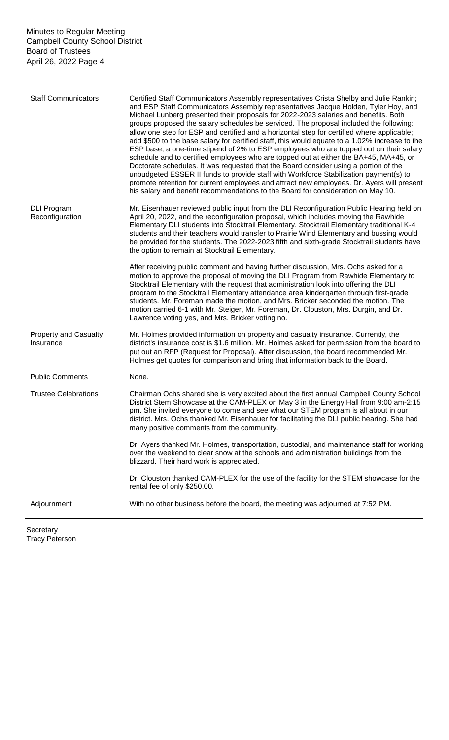**Staff Communicators**

Certified Staff Communicators Assembly representatives Crista Shelby and Julie Rankin; and ESP Staff Communicators Assembly representatives Jacque Holden, Tyler Hoy, and Michael Lunberg presented their proposals for 2022-2023 salaries and benefits. Both groups proposed the salary schedules be serviced. The proposal included the following: allow one step for ESP and certified and a horizontal step for certified where applicable; add $500 to the base salary for certified staff, this would equate to a 1.02% increase to the ESP base; a one-time stipend of 2% to ESP employees who are topped out on their salary schedule and to certified employees who are topped out at either the BA+45, MA+45, or Doctorate schedules. It was requested that the Board consider using a portion of the unbudgeted ESSER II funds to provide staff with Workforce Stabilization payment(s) to promote retention for current employees and attract new employees. Dr. Ayers will present his salary and benefit recommendations to the Board for consideration on May 10.

**DLI Program Reconfiguration**

Mr. Eisenhauer reviewed public input from the DLI Reconfiguration Public Hearing held on April 20, 2022, and the reconfiguration proposal, which includes moving the Rawhide Elementary DLI students into Stocktrail Elementary. Stocktrail Elementary traditional K-4 students and their teachers would transfer to Prairie Wind Elementary and bussing would be provided for the students. The 2022-2023 fifth and sixth-grade Stocktrail students have the option to remain at Stocktrail Elementary.

After receiving public comment and having further discussion, Mrs. Ochs asked for a motion to approve the proposal of moving the DLI Program from Rawhide Elementary to Stocktrail Elementary with the request that administration look into offering the DLI program to the Stocktrail Elementary attendance area kindergarten through first-grade students. Mr. Foreman made the motion, and Mrs. Bricker seconded the motion. The motion carried 6-1 with Mr. Steiger, Mr. Foreman, Dr. Clouston, Mrs. Durgin, and Dr. Lawrence voting yes, and Mrs. Bricker voting no.

**Property and Casualty Insurance**

Mr. Holmes provided information on property and casualty insurance. Currently, the district's insurance cost is $1.6 million. Mr. Holmes asked for permission from the board to put out an RFP (Request for Proposal). After discussion, the board recommended Mr. Holmes get quotes for comparison and bring that information back to the Board.

**Public Comments**

None.

**Trustee Celebrations**

Chairman Ochs shared she is very excited about the first annual Campbell County School District Stem Showcase at the CAM-PLEX on May 3 in the Energy Hall from 9:00 am-2:15 pm. She invited everyone to come and see what our STEM program is all about in our district. Mrs. Ochs thanked Mr. Eisenhauer for facilitating the DLI public hearing. She had many positive comments from the community.

Dr. Ayers thanked Mr. Holmes, transportation, custodial, and maintenance staff for working over the weekend to clear snow at the schools and administration buildings from the blizzard. Their hard work is appreciated.

Dr. Clouston thanked CAM-PLEX for the use of the facility for the STEM showcase for the rental fee of only $250.00.

**Adjournment**

With no other business before the board, the meeting was adjourned at 7:52 PM.

Secretary
Tracy Peterson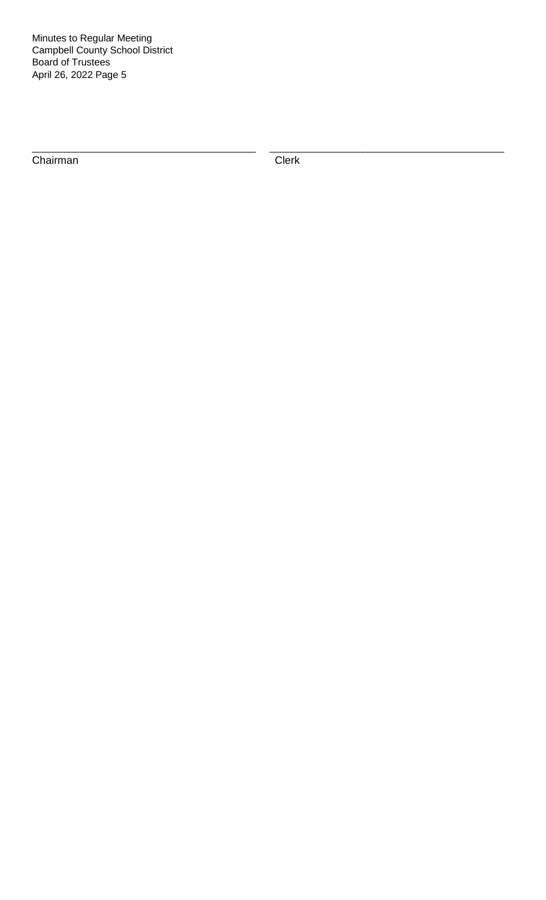\_\_\_\_\_\_\_\_\_\_\_\_\_\_\_\_\_\_\_\_\_\_\_\_\_\_\_\_\_\_\_\_\_\_\_\_\_\_ \_\_\_\_\_\_\_\_\_\_\_\_\_\_\_\_\_\_\_\_\_\_\_\_\_\_\_\_\_\_\_\_\_\_\_\_\_\_\_\_

Chairman Clerk